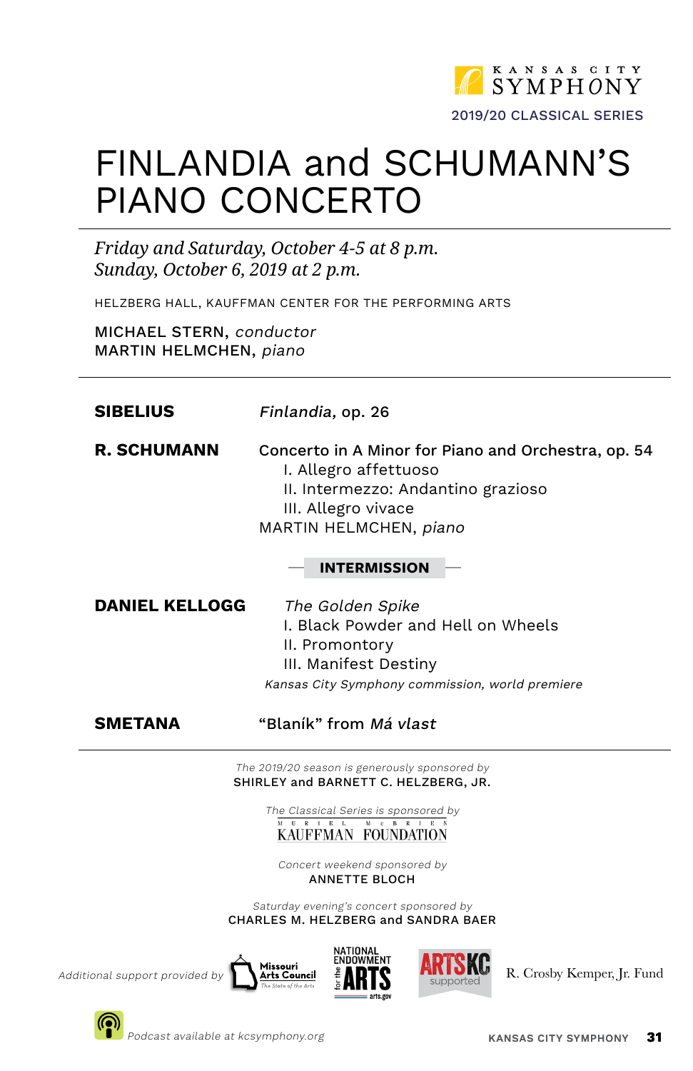KANSAS CITY SYMPHONY

2019/20 CLASSICAL SERIES

# FINLANDIA and SCHUMANN'S PIANO CONCERTO

*Friday and Saturday, October 4-5 at 8 p.m.*
*Sunday, October 6, 2019 at 2 p.m.*

HELZBERG HALL, KAUFFMAN CENTER FOR THE PERFORMING ARTS

MICHAEL STERN, *conductor*
MARTIN HELMCHEN, *piano*

---

**SIBELIUS** — *Finlandia,* op. 26

**R. SCHUMANN** — Concerto in A Minor for Piano and Orchestra, op. 54
- I. Allegro affettuoso
- II. Intermezzo: Andantino grazioso
- III. Allegro vivace

MARTIN HELMCHEN, *piano*

**INTERMISSION**

**DANIEL KELLOGG** — *The Golden Spike*
- I. Black Powder and Hell on Wheels
- II. Promontory
- III. Manifest Destiny

*Kansas City Symphony commission, world premiere*

**SMETANA** — "Blaník" from *Má vlast*

---

*The 2019/20 season is generously sponsored by*
SHIRLEY and BARNETT C. HELZBERG, JR.

*The Classical Series is sponsored by*
MURIEL McBRIEN KAUFFMAN FOUNDATION

*Concert weekend sponsored by*
ANNETTE BLOCH

*Saturday evening's concert sponsored by*
CHARLES M. HELZBERG and SANDRA BAER

*Additional support provided by* Missouri Arts Council, National Endowment for the Arts, ArtsKC supported, R. Crosby Kemper, Jr. Fund

*Podcast available at kcsymphony.org*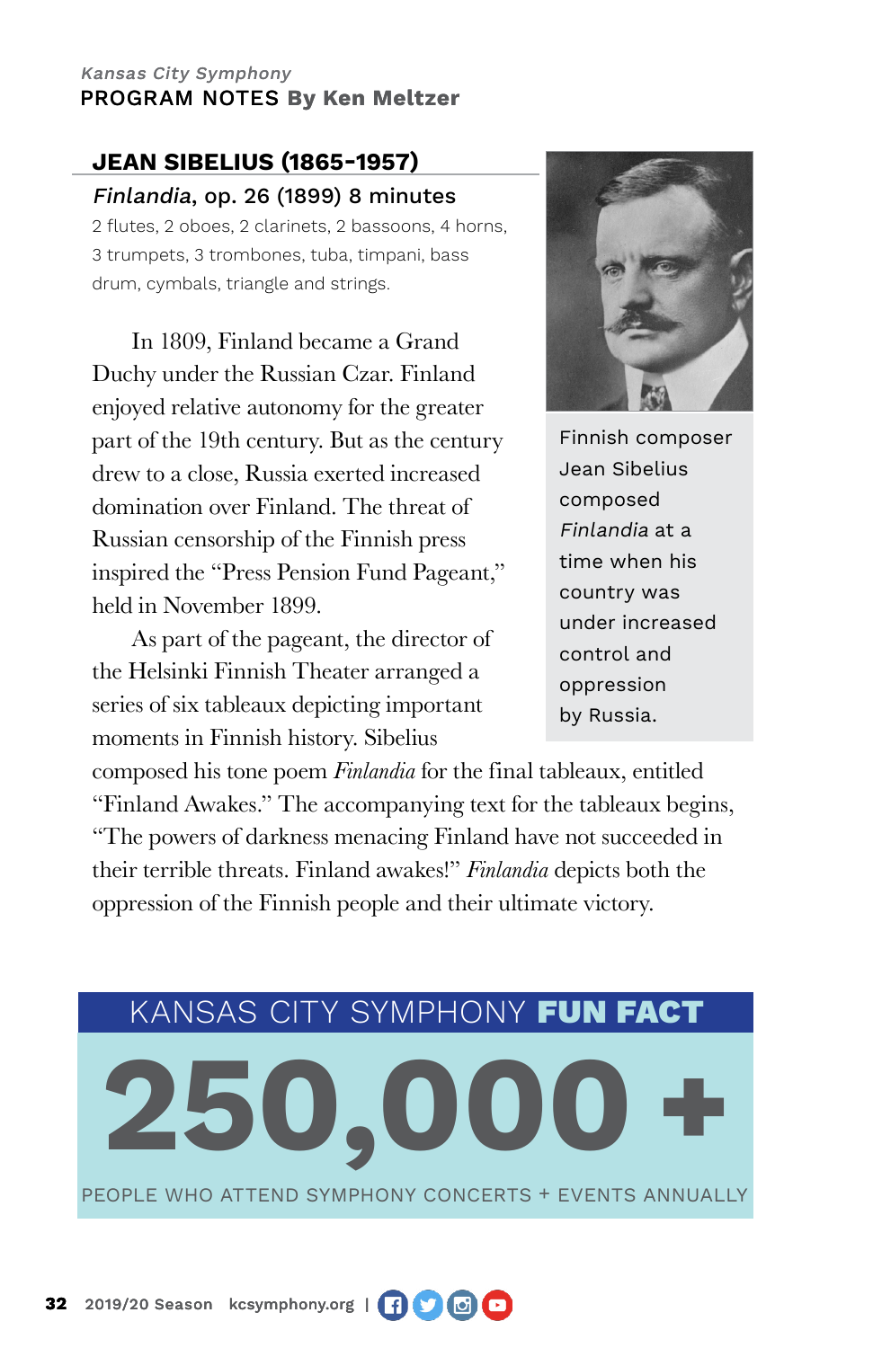*Kansas City Symphony*
PROGRAM NOTES **By Ken Meltzer**

## JEAN SIBELIUS (1865-1957)

***Finlandia*, op. 26 (1899) 8 minutes**

2 flutes, 2 oboes, 2 clarinets, 2 bassoons, 4 horns, 3 trumpets, 3 trombones, tuba, timpani, bass drum, cymbals, triangle and strings.

Finnish composer Jean Sibelius composed *Finlandia* at a time when his country was under increased control and oppression by Russia.

In 1809, Finland became a Grand Duchy under the Russian Czar. Finland enjoyed relative autonomy for the greater part of the 19th century. But as the century drew to a close, Russia exerted increased domination over Finland. The threat of Russian censorship of the Finnish press inspired the "Press Pension Fund Pageant," held in November 1899.

As part of the pageant, the director of the Helsinki Finnish Theater arranged a series of six tableaux depicting important moments in Finnish history. Sibelius composed his tone poem *Finlandia* for the final tableaux, entitled "Finland Awakes." The accompanying text for the tableaux begins, "The powers of darkness menacing Finland have not succeeded in their terrible threats. Finland awakes!" *Finlandia* depicts both the oppression of the Finnish people and their ultimate victory.

---

KANSAS CITY SYMPHONY **FUN FACT**

# 250,000 +

PEOPLE WHO ATTEND SYMPHONY CONCERTS + EVENTS ANNUALLY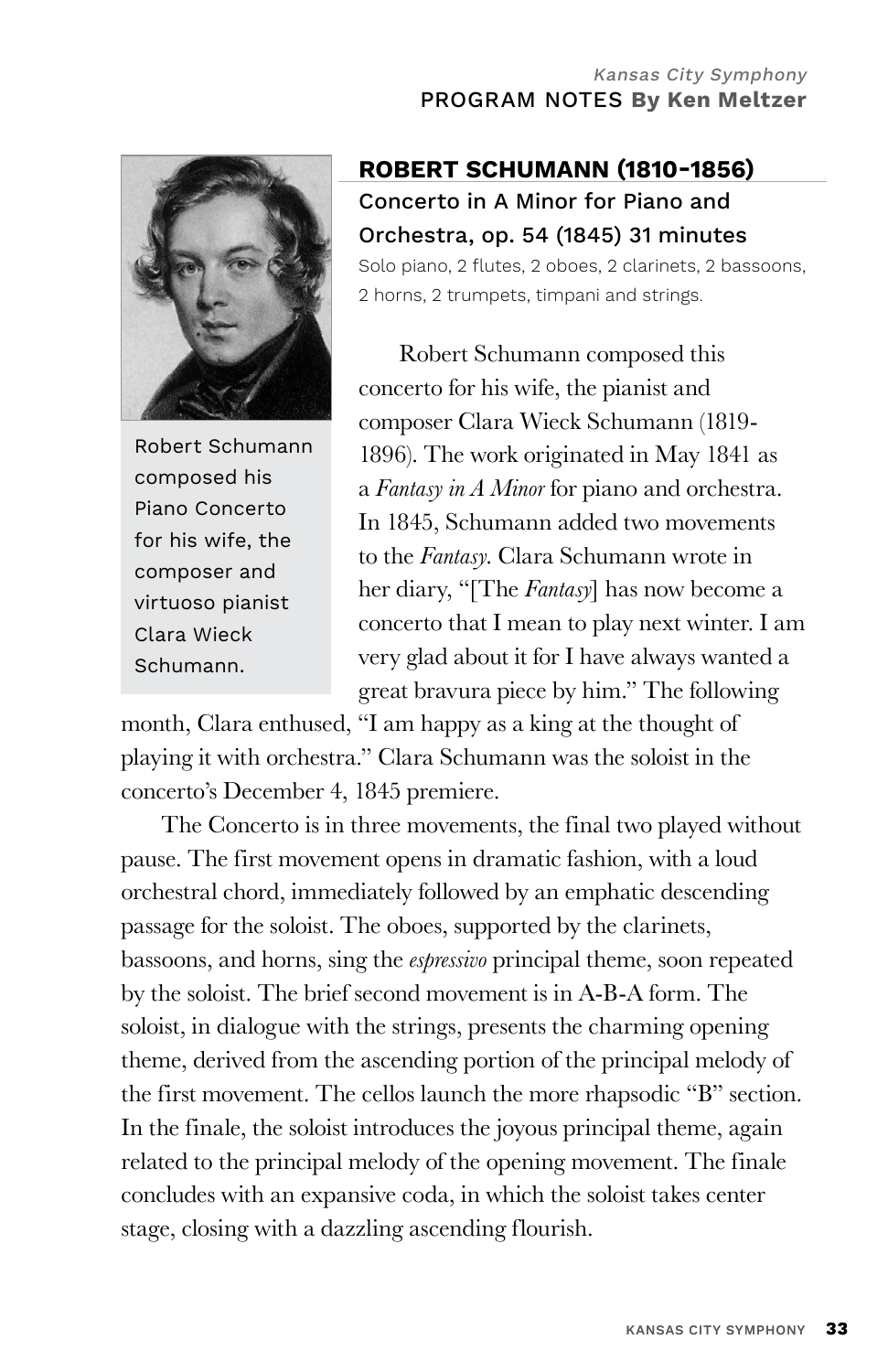## ROBERT SCHUMANN (1810-1856)

### Concerto in A Minor for Piano and Orchestra, op. 54 (1845) 31 minutes

Solo piano, 2 flutes, 2 oboes, 2 clarinets, 2 bassoons, 2 horns, 2 trumpets, timpani and strings.

Robert Schumann composed his Piano Concerto for his wife, the composer and virtuoso pianist Clara Wieck Schumann.

Robert Schumann composed this concerto for his wife, the pianist and composer Clara Wieck Schumann (1819-1896). The work originated in May 1841 as a *Fantasy in A Minor* for piano and orchestra. In 1845, Schumann added two movements to the *Fantasy*. Clara Schumann wrote in her diary, "[The *Fantasy*] has now become a concerto that I mean to play next winter. I am very glad about it for I have always wanted a great bravura piece by him." The following month, Clara enthused, "I am happy as a king at the thought of playing it with orchestra." Clara Schumann was the soloist in the concerto's December 4, 1845 premiere.

The Concerto is in three movements, the final two played without pause. The first movement opens in dramatic fashion, with a loud orchestral chord, immediately followed by an emphatic descending passage for the soloist. The oboes, supported by the clarinets, bassoons, and horns, sing the *espressivo* principal theme, soon repeated by the soloist. The brief second movement is in A-B-A form. The soloist, in dialogue with the strings, presents the charming opening theme, derived from the ascending portion of the principal melody of the first movement. The cellos launch the more rhapsodic "B" section. In the finale, the soloist introduces the joyous principal theme, again related to the principal melody of the opening movement. The finale concludes with an expansive coda, in which the soloist takes center stage, closing with a dazzling ascending flourish.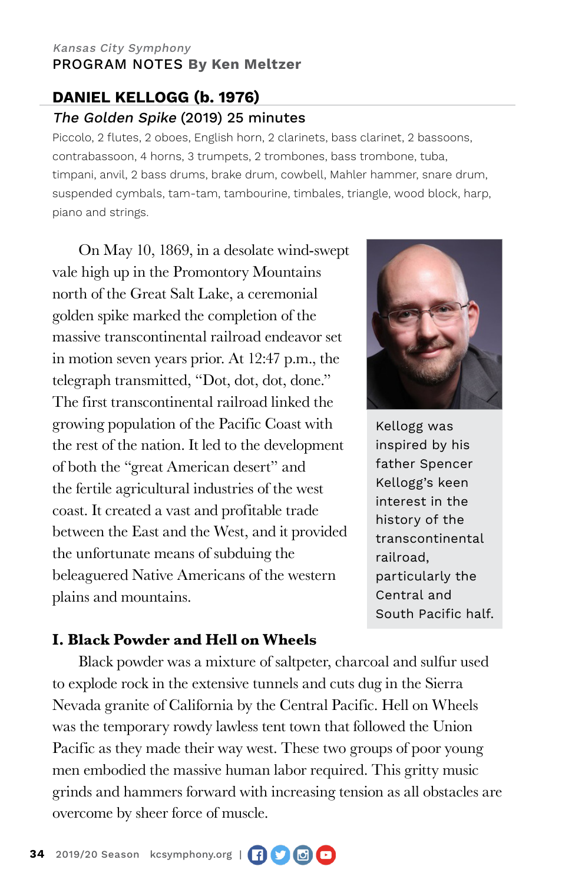*Kansas City Symphony*
PROGRAM NOTES By Ken Meltzer

## DANIEL KELLOGG (b. 1976)

### *The Golden Spike* (2019) 25 minutes

Piccolo, 2 flutes, 2 oboes, English horn, 2 clarinets, bass clarinet, 2 bassoons, contrabassoon, 4 horns, 3 trumpets, 2 trombones, bass trombone, tuba, timpani, anvil, 2 bass drums, brake drum, cowbell, Mahler hammer, snare drum, suspended cymbals, tam-tam, tambourine, timbales, triangle, wood block, harp, piano and strings.

On May 10, 1869, in a desolate wind-swept vale high up in the Promontory Mountains north of the Great Salt Lake, a ceremonial golden spike marked the completion of the massive transcontinental railroad endeavor set in motion seven years prior. At 12:47 p.m., the telegraph transmitted, "Dot, dot, dot, done." The first transcontinental railroad linked the growing population of the Pacific Coast with the rest of the nation. It led to the development of both the "great American desert" and the fertile agricultural industries of the west coast. It created a vast and profitable trade between the East and the West, and it provided the unfortunate means of subduing the beleaguered Native Americans of the western plains and mountains.

Kellogg was inspired by his father Spencer Kellogg's keen interest in the history of the transcontinental railroad, particularly the Central and South Pacific half.

**I. Black Powder and Hell on Wheels**

Black powder was a mixture of saltpeter, charcoal and sulfur used to explode rock in the extensive tunnels and cuts dug in the Sierra Nevada granite of California by the Central Pacific. Hell on Wheels was the temporary rowdy lawless tent town that followed the Union Pacific as they made their way west. These two groups of poor young men embodied the massive human labor required. This gritty music grinds and hammers forward with increasing tension as all obstacles are overcome by sheer force of muscle.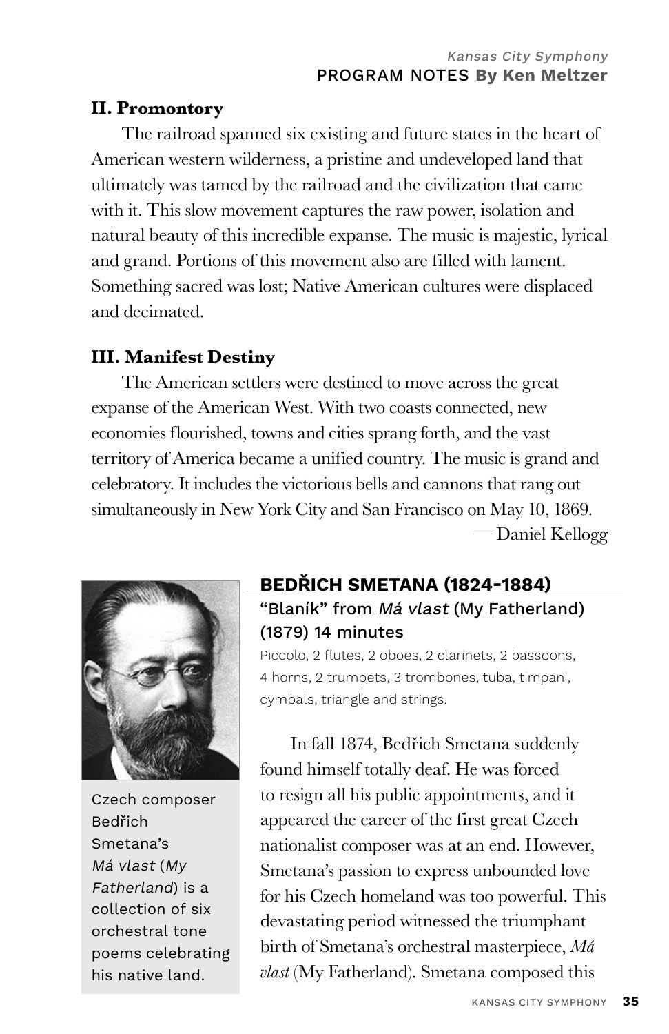### II. Promontory

The railroad spanned six existing and future states in the heart of American western wilderness, a pristine and undeveloped land that ultimately was tamed by the railroad and the civilization that came with it. This slow movement captures the raw power, isolation and natural beauty of this incredible expanse. The music is majestic, lyrical and grand. Portions of this movement also are filled with lament. Something sacred was lost; Native American cultures were displaced and decimated.

### III. Manifest Destiny

The American settlers were destined to move across the great expanse of the American West. With two coasts connected, new economies flourished, towns and cities sprang forth, and the vast territory of America became a unified country. The music is grand and celebratory. It includes the victorious bells and cannons that rang out simultaneously in New York City and San Francisco on May 10, 1869.

— Daniel Kellogg

Czech composer Bedřich Smetana's *Má vlast* (*My Fatherland*) is a collection of six orchestral tone poems celebrating his native land.

## BEDŘICH SMETANA (1824-1884)

"Blaník" from *Má vlast* (My Fatherland) (1879) 14 minutes

Piccolo, 2 flutes, 2 oboes, 2 clarinets, 2 bassoons, 4 horns, 2 trumpets, 3 trombones, tuba, timpani, cymbals, triangle and strings.

In fall 1874, Bedřich Smetana suddenly found himself totally deaf. He was forced to resign all his public appointments, and it appeared the career of the first great Czech nationalist composer was at an end. However, Smetana's passion to express unbounded love for his Czech homeland was too powerful. This devastating period witnessed the triumphant birth of Smetana's orchestral masterpiece, *Má vlast* (My Fatherland). Smetana composed this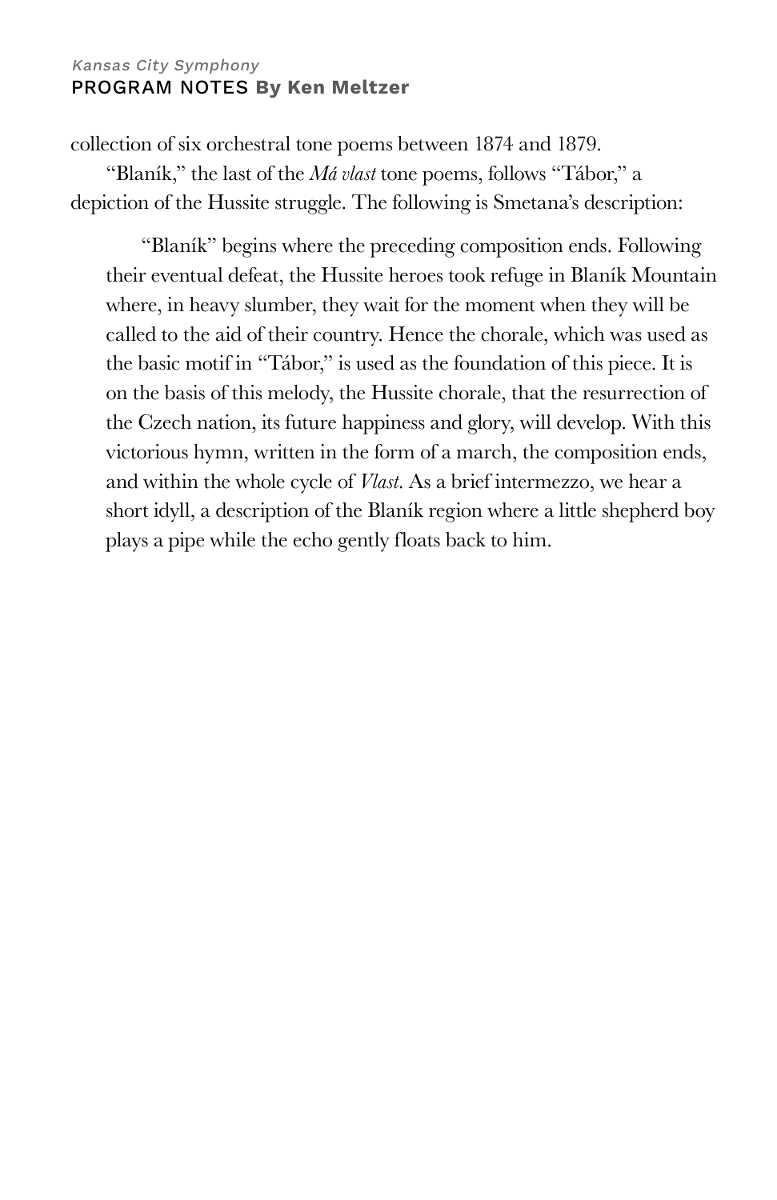collection of six orchestral tone poems between 1874 and 1879.

"Blaník," the last of the *Má vlast* tone poems, follows "Tábor," a depiction of the Hussite struggle. The following is Smetana's description:

> "Blaník" begins where the preceding composition ends. Following their eventual defeat, the Hussite heroes took refuge in Blaník Mountain where, in heavy slumber, they wait for the moment when they will be called to the aid of their country. Hence the chorale, which was used as the basic motif in "Tábor," is used as the foundation of this piece. It is on the basis of this melody, the Hussite chorale, that the resurrection of the Czech nation, its future happiness and glory, will develop. With this victorious hymn, written in the form of a march, the composition ends, and within the whole cycle of *Vlast*. As a brief intermezzo, we hear a short idyll, a description of the Blaník region where a little shepherd boy plays a pipe while the echo gently floats back to him.